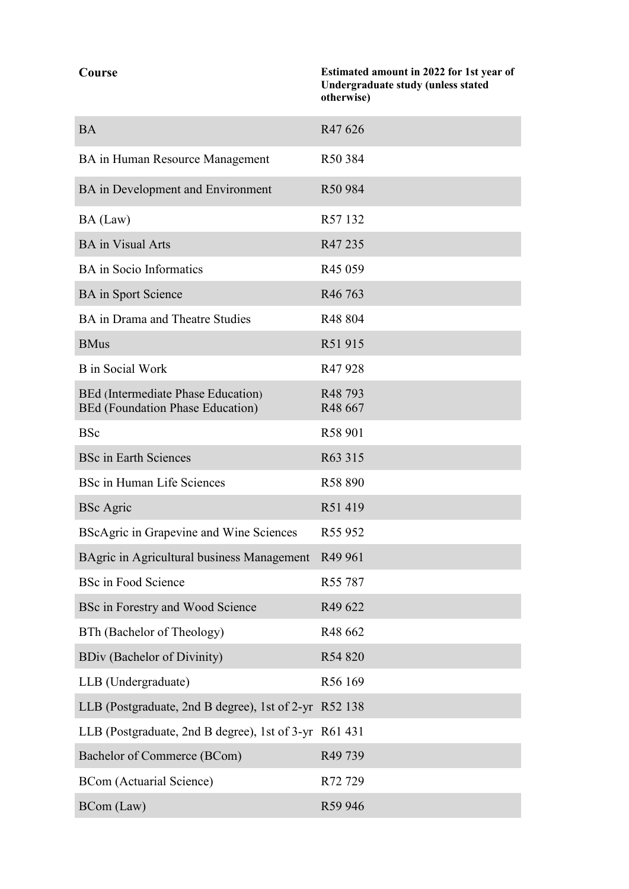| Course | Estimated amount in 2022 for 1st year of Undergraduate study (unless stated otherwise) |
| --- | --- |
| BA | R47 626 |
| BA in Human Resource Management | R50 384 |
| BA in Development and Environment | R50 984 |
| BA (Law) | R57 132 |
| BA in Visual Arts | R47 235 |
| BA in Socio Informatics | R45 059 |
| BA in Sport Science | R46 763 |
| BA in Drama and Theatre Studies | R48 804 |
| BMus | R51 915 |
| B in Social Work | R47 928 |
| BEd (Intermediate Phase Education)<br>BEd (Foundation Phase Education) | R48 793<br>R48 667 |
| BSc | R58 901 |
| BSc in Earth Sciences | R63 315 |
| BSc in Human Life Sciences | R58 890 |
| BSc Agric | R51 419 |
| BScAgric in Grapevine and Wine Sciences | R55 952 |
| BAgric in Agricultural business Management | R49 961 |
| BSc in Food Science | R55 787 |
| BSc in Forestry and Wood Science | R49 622 |
| BTh (Bachelor of Theology) | R48 662 |
| BDiv (Bachelor of Divinity) | R54 820 |
| LLB (Undergraduate) | R56 169 |
| LLB (Postgraduate, 2nd B degree), 1st of 2-yr | R52 138 |
| LLB (Postgraduate, 2nd B degree), 1st of 3-yr | R61 431 |
| Bachelor of Commerce (BCom) | R49 739 |
| BCom (Actuarial Science) | R72 729 |
| BCom (Law) | R59 946 |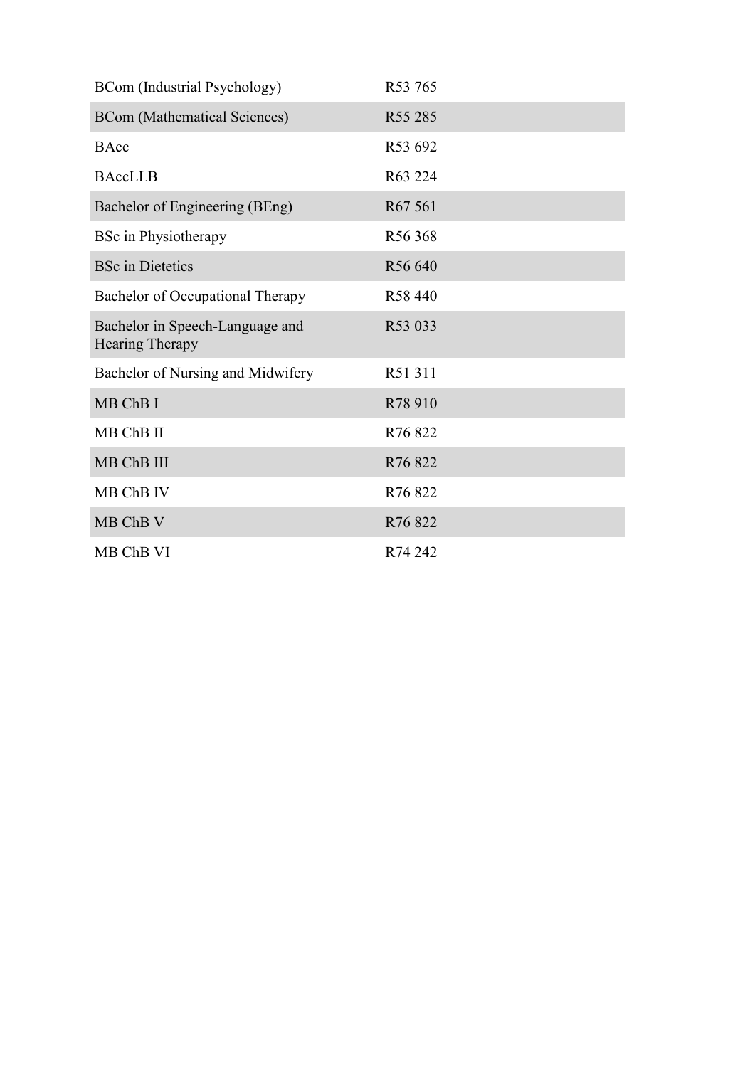| | |
|---|---|
| BCom (Industrial Psychology) | R53 765 |
| BCom (Mathematical Sciences) | R55 285 |
| BAcc | R53 692 |
| BAccLLB | R63 224 |
| Bachelor of Engineering (BEng) | R67 561 |
| BSc in Physiotherapy | R56 368 |
| BSc in Dietetics | R56 640 |
| Bachelor of Occupational Therapy | R58 440 |
| Bachelor in Speech-Language and Hearing Therapy | R53 033 |
| Bachelor of Nursing and Midwifery | R51 311 |
| MB ChB I | R78 910 |
| MB ChB II | R76 822 |
| MB ChB III | R76 822 |
| MB ChB IV | R76 822 |
| MB ChB V | R76 822 |
| MB ChB VI | R74 242 |